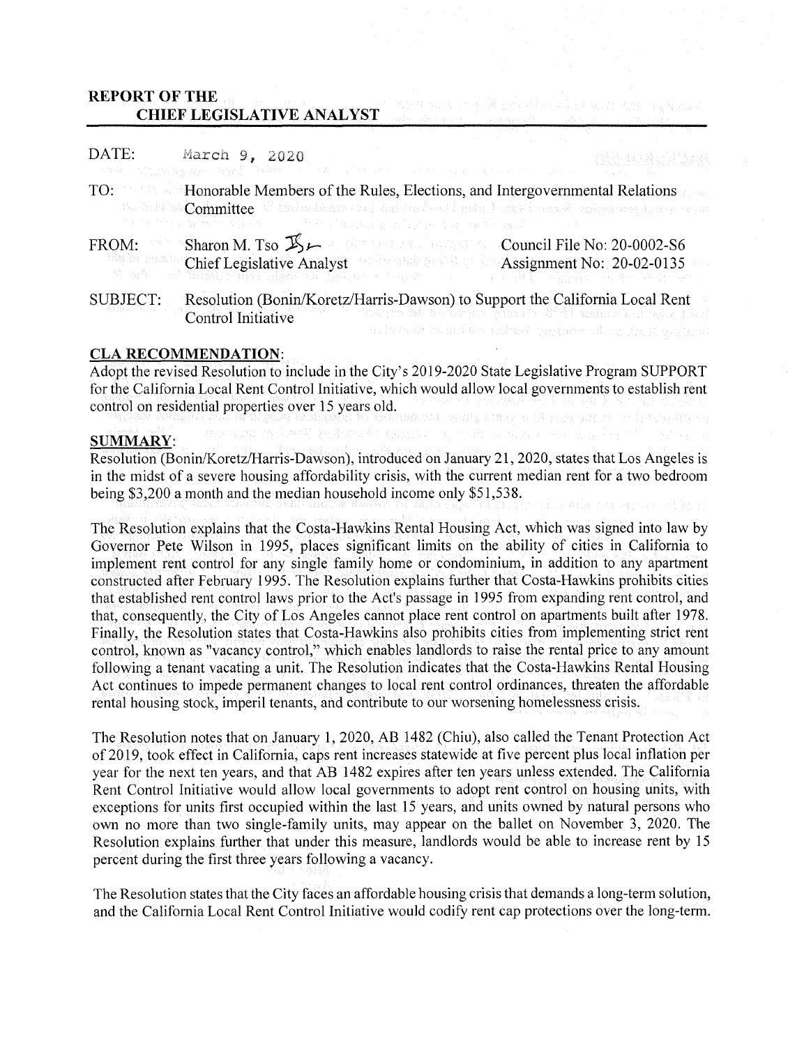## REPORT OF THE
## CHIEF LEGISLATIVE ANALYST

DATE: March 9, 2020

TO: Honorable Members of the Rules, Elections, and Intergovernmental Relations Committee

FROM: Sharon M. Tso
Chief Legislative Analyst

Council File No: 20-0002-S6
Assignment No: 20-02-0135

SUBJECT: Resolution (Bonin/Koretz/Harris-Dawson) to Support the California Local Rent Control Initiative

**CLA RECOMMENDATION:**

Adopt the revised Resolution to include in the City's 2019-2020 State Legislative Program SUPPORT for the California Local Rent Control Initiative, which would allow local governments to establish rent control on residential properties over 15 years old.

**SUMMARY:**

Resolution (Bonin/Koretz/Harris-Dawson), introduced on January 21, 2020, states that Los Angeles is in the midst of a severe housing affordability crisis, with the current median rent for a two bedroom being $3,200 a month and the median household income only $51,538.

The Resolution explains that the Costa-Hawkins Rental Housing Act, which was signed into law by Governor Pete Wilson in 1995, places significant limits on the ability of cities in California to implement rent control for any single family home or condominium, in addition to any apartment constructed after February 1995. The Resolution explains further that Costa-Hawkins prohibits cities that established rent control laws prior to the Act's passage in 1995 from expanding rent control, and that, consequently, the City of Los Angeles cannot place rent control on apartments built after 1978. Finally, the Resolution states that Costa-Hawkins also prohibits cities from implementing strict rent control, known as "vacancy control," which enables landlords to raise the rental price to any amount following a tenant vacating a unit. The Resolution indicates that the Costa-Hawkins Rental Housing Act continues to impede permanent changes to local rent control ordinances, threaten the affordable rental housing stock, imperil tenants, and contribute to our worsening homelessness crisis.

The Resolution notes that on January 1, 2020, AB 1482 (Chiu), also called the Tenant Protection Act of 2019, took effect in California, caps rent increases statewide at five percent plus local inflation per year for the next ten years, and that AB 1482 expires after ten years unless extended. The California Rent Control Initiative would allow local governments to adopt rent control on housing units, with exceptions for units first occupied within the last 15 years, and units owned by natural persons who own no more than two single-family units, may appear on the ballot on November 3, 2020. The Resolution explains further that under this measure, landlords would be able to increase rent by 15 percent during the first three years following a vacancy.

The Resolution states that the City faces an affordable housing crisis that demands a long-term solution, and the California Local Rent Control Initiative would codify rent cap protections over the long-term.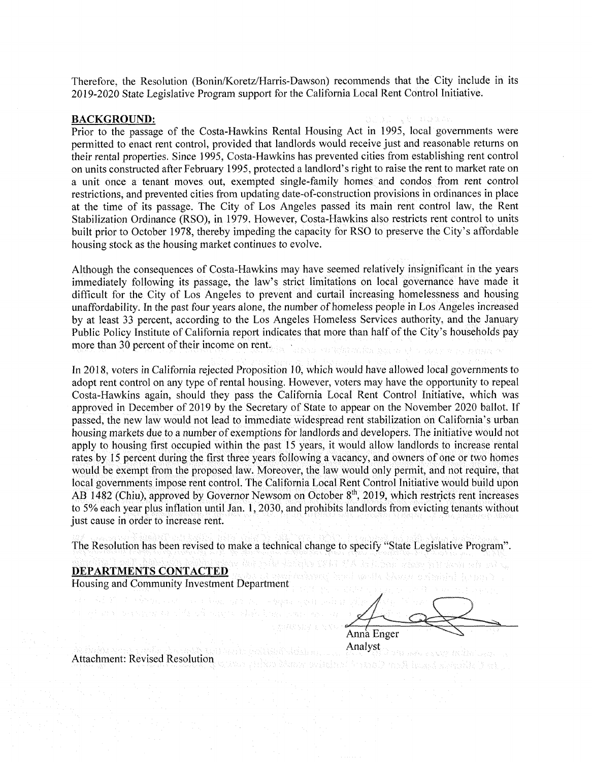Therefore, the Resolution (Bonin/Koretz/Harris-Dawson) recommends that the City include in its 2019-2020 State Legislative Program support for the California Local Rent Control Initiative.

**BACKGROUND:**

Prior to the passage of the Costa-Hawkins Rental Housing Act in 1995, local governments were permitted to enact rent control, provided that landlords would receive just and reasonable returns on their rental properties. Since 1995, Costa-Hawkins has prevented cities from establishing rent control on units constructed after February 1995, protected a landlord's right to raise the rent to market rate on a unit once a tenant moves out, exempted single-family homes and condos from rent control restrictions, and prevented cities from updating date-of-construction provisions in ordinances in place at the time of its passage. The City of Los Angeles passed its main rent control law, the Rent Stabilization Ordinance (RSO), in 1979. However, Costa-Hawkins also restricts rent control to units built prior to October 1978, thereby impeding the capacity for RSO to preserve the City's affordable housing stock as the housing market continues to evolve.

Although the consequences of Costa-Hawkins may have seemed relatively insignificant in the years immediately following its passage, the law's strict limitations on local governance have made it difficult for the City of Los Angeles to prevent and curtail increasing homelessness and housing unaffordability. In the past four years alone, the number of homeless people in Los Angeles increased by at least 33 percent, according to the Los Angeles Homeless Services authority, and the January Public Policy Institute of California report indicates that more than half of the City's households pay more than 30 percent of their income on rent.

In 2018, voters in California rejected Proposition 10, which would have allowed local governments to adopt rent control on any type of rental housing. However, voters may have the opportunity to repeal Costa-Hawkins again, should they pass the California Local Rent Control Initiative, which was approved in December of 2019 by the Secretary of State to appear on the November 2020 ballot. If passed, the new law would not lead to immediate widespread rent stabilization on California's urban housing markets due to a number of exemptions for landlords and developers. The initiative would not apply to housing first occupied within the past 15 years, it would allow landlords to increase rental rates by 15 percent during the first three years following a vacancy, and owners of one or two homes would be exempt from the proposed law. Moreover, the law would only permit, and not require, that local governments impose rent control. The California Local Rent Control Initiative would build upon AB 1482 (Chiu), approved by Governor Newsom on October 8th, 2019, which restricts rent increases to 5% each year plus inflation until Jan. 1, 2030, and prohibits landlords from evicting tenants without just cause in order to increase rent.

The Resolution has been revised to make a technical change to specify "State Legislative Program".

**DEPARTMENTS CONTACTED**

Housing and Community Investment Department

Anna Enger
Analyst

Attachment: Revised Resolution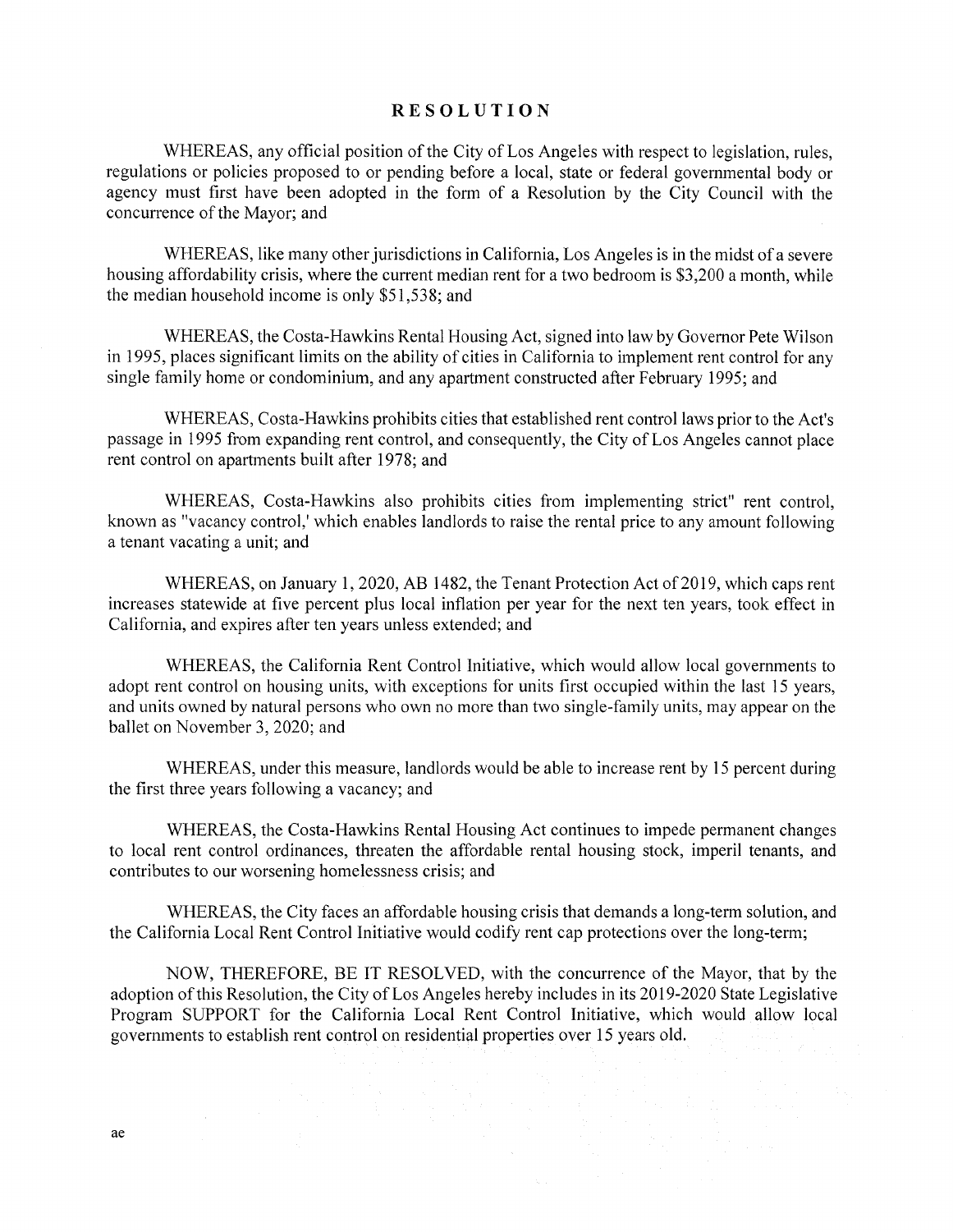# RESOLUTION

WHEREAS, any official position of the City of Los Angeles with respect to legislation, rules, regulations or policies proposed to or pending before a local, state or federal governmental body or agency must first have been adopted in the form of a Resolution by the City Council with the concurrence of the Mayor; and

WHEREAS, like many other jurisdictions in California, Los Angeles is in the midst of a severe housing affordability crisis, where the current median rent for a two bedroom is $3,200 a month, while the median household income is only $51,538; and

WHEREAS, the Costa-Hawkins Rental Housing Act, signed into law by Governor Pete Wilson in 1995, places significant limits on the ability of cities in California to implement rent control for any single family home or condominium, and any apartment constructed after February 1995; and

WHEREAS, Costa-Hawkins prohibits cities that established rent control laws prior to the Act's passage in 1995 from expanding rent control, and consequently, the City of Los Angeles cannot place rent control on apartments built after 1978; and

WHEREAS, Costa-Hawkins also prohibits cities from implementing strict" rent control, known as "vacancy control,' which enables landlords to raise the rental price to any amount following a tenant vacating a unit; and

WHEREAS, on January 1, 2020, AB 1482, the Tenant Protection Act of 2019, which caps rent increases statewide at five percent plus local inflation per year for the next ten years, took effect in California, and expires after ten years unless extended; and

WHEREAS, the California Rent Control Initiative, which would allow local governments to adopt rent control on housing units, with exceptions for units first occupied within the last 15 years, and units owned by natural persons who own no more than two single-family units, may appear on the ballet on November 3, 2020; and

WHEREAS, under this measure, landlords would be able to increase rent by 15 percent during the first three years following a vacancy; and

WHEREAS, the Costa-Hawkins Rental Housing Act continues to impede permanent changes to local rent control ordinances, threaten the affordable rental housing stock, imperil tenants, and contributes to our worsening homelessness crisis; and

WHEREAS, the City faces an affordable housing crisis that demands a long-term solution, and the California Local Rent Control Initiative would codify rent cap protections over the long-term;

NOW, THEREFORE, BE IT RESOLVED, with the concurrence of the Mayor, that by the adoption of this Resolution, the City of Los Angeles hereby includes in its 2019-2020 State Legislative Program SUPPORT for the California Local Rent Control Initiative, which would allow local governments to establish rent control on residential properties over 15 years old.

ae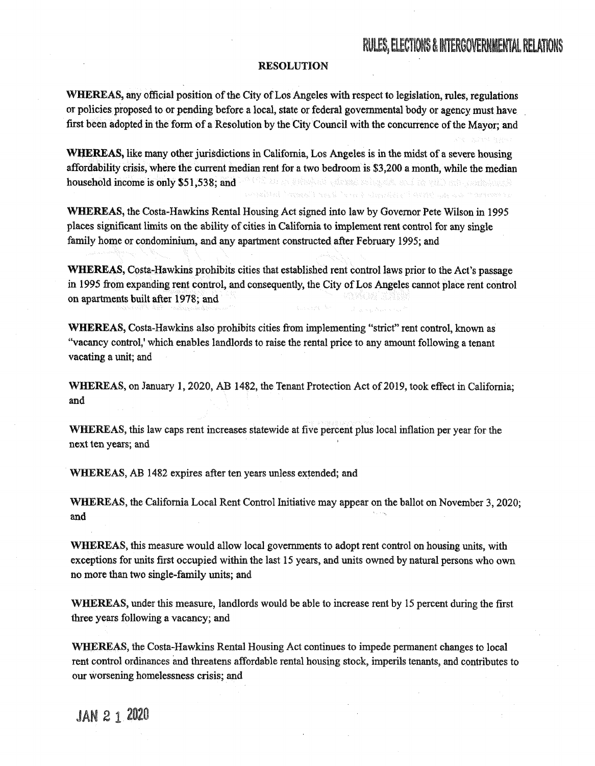RULES, ELECTIONS & INTERGOVERNMENTAL RELATIONS

**RESOLUTION**

**WHEREAS,** any official position of the City of Los Angeles with respect to legislation, rules, regulations or policies proposed to or pending before a local, state or federal governmental body or agency must have first been adopted in the form of a Resolution by the City Council with the concurrence of the Mayor; and

**WHEREAS,** like many other jurisdictions in California, Los Angeles is in the midst of a severe housing affordability crisis, where the current median rent for a two bedroom is $3,200 a month, while the median household income is only $51,538; and

**WHEREAS,** the Costa-Hawkins Rental Housing Act signed into law by Governor Pete Wilson in 1995 places significant limits on the ability of cities in California to implement rent control for any single family home or condominium, and any apartment constructed after February 1995; and

**WHEREAS,** Costa-Hawkins prohibits cities that established rent control laws prior to the Act's passage in 1995 from expanding rent control, and consequently, the City of Los Angeles cannot place rent control on apartments built after 1978; and

**WHEREAS,** Costa-Hawkins also prohibits cities from implementing "strict" rent control, known as "vacancy control,' which enables landlords to raise the rental price to any amount following a tenant vacating a unit; and

**WHEREAS,** on January 1, 2020, AB 1482, the Tenant Protection Act of 2019, took effect in California; and

**WHEREAS,** this law caps rent increases statewide at five percent plus local inflation per year for the next ten years; and

**WHEREAS,** AB 1482 expires after ten years unless extended; and

**WHEREAS,** the California Local Rent Control Initiative may appear on the ballot on November 3, 2020; and

**WHEREAS,** this measure would allow local governments to adopt rent control on housing units, with exceptions for units first occupied within the last 15 years, and units owned by natural persons who own no more than two single-family units; and

**WHEREAS,** under this measure, landlords would be able to increase rent by 15 percent during the first three years following a vacancy; and

**WHEREAS,** the Costa-Hawkins Rental Housing Act continues to impede permanent changes to local rent control ordinances and threatens affordable rental housing stock, imperils tenants, and contributes to our worsening homelessness crisis; and

JAN 21 2020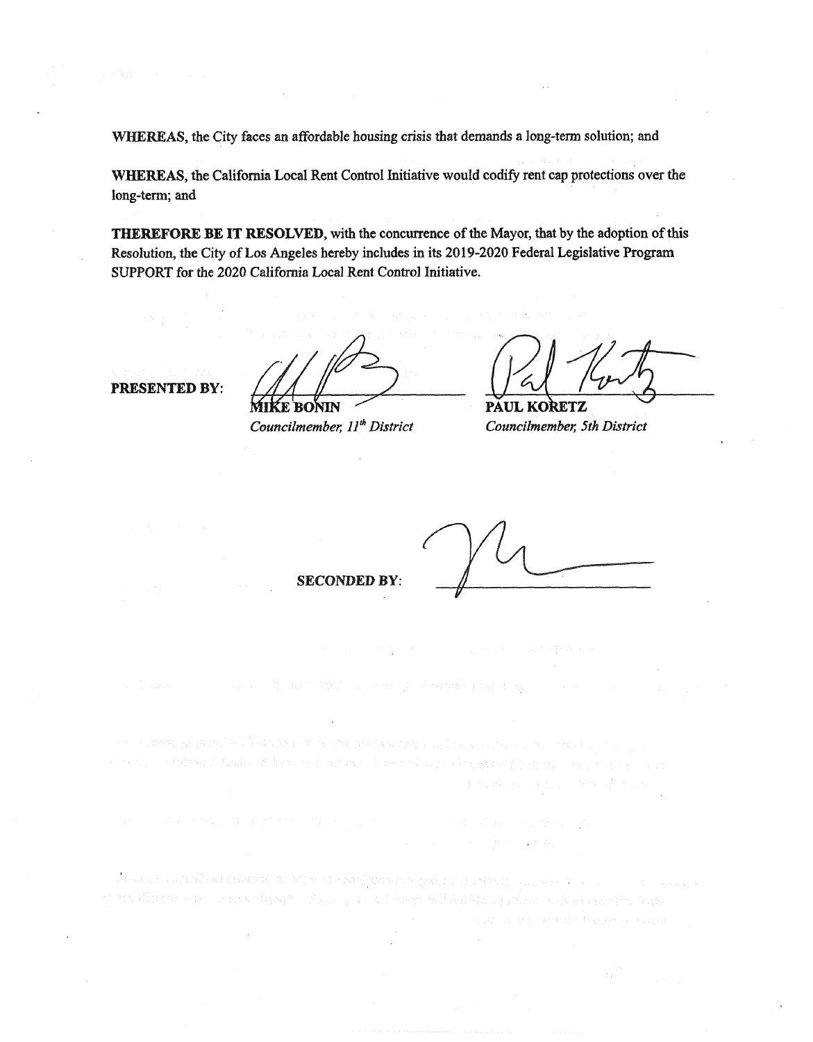**WHEREAS**, the City faces an affordable housing crisis that demands a long-term solution; and

**WHEREAS**, the California Local Rent Control Initiative would codify rent cap protections over the long-term; and

**THEREFORE BE IT RESOLVED**, with the concurrence of the Mayor, that by the adoption of this Resolution, the City of Los Angeles hereby includes in its 2019-2020 Federal Legislative Program SUPPORT for the 2020 California Local Rent Control Initiative.

**PRESENTED BY:**

**MIKE BONIN**
*Councilmember, 11th District*

**PAUL KORETZ**
*Councilmember, 5th District*

**SECONDED BY:**